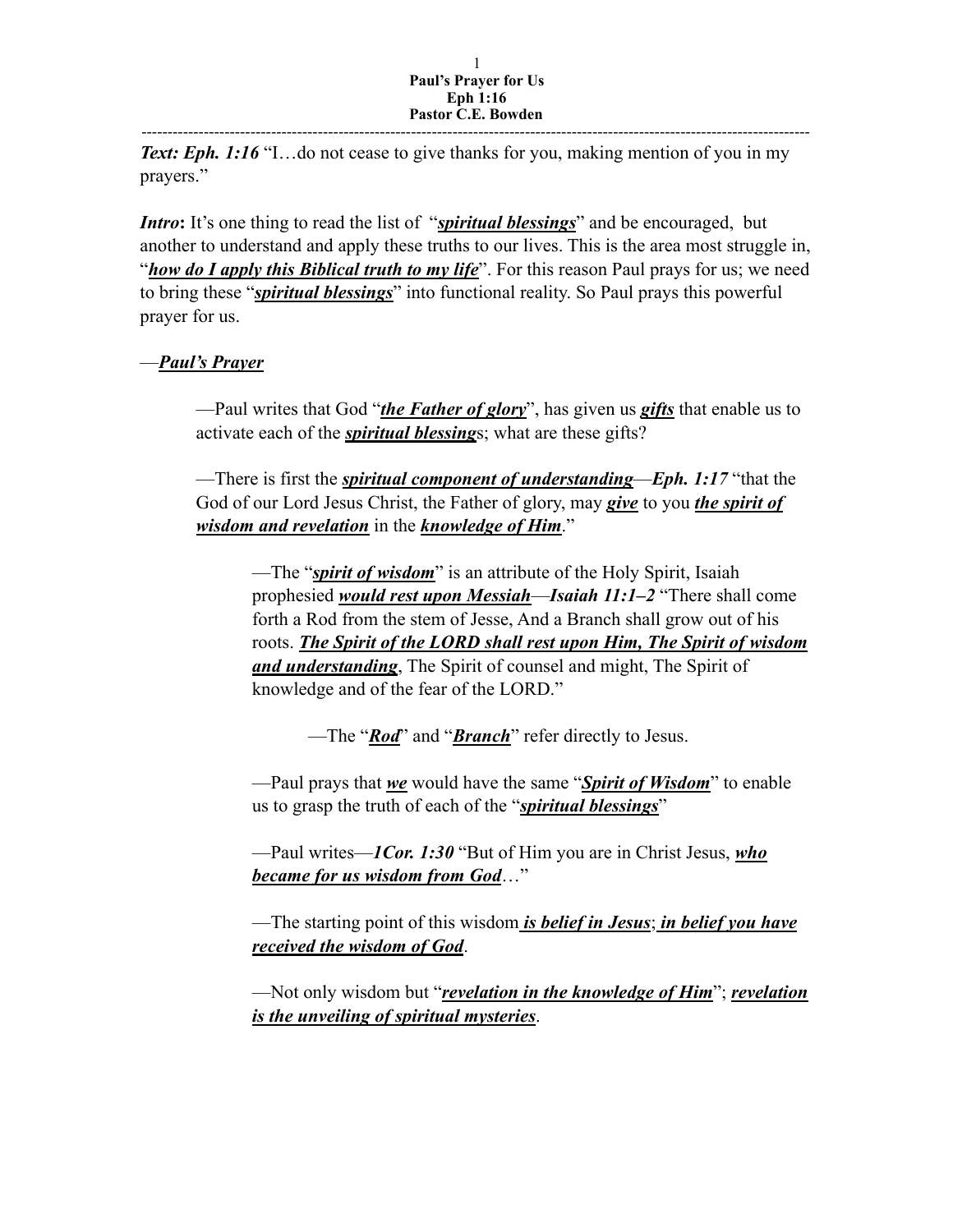**Paul's Prayer for Us**
**Eph 1:16**
**Pastor C.E. Bowden**

---

***Text: Eph. 1:16*** "I…do not cease to give thanks for you, making mention of you in my prayers."

***Intro*:** It's one thing to read the list of "***spiritual blessings***" and be encouraged, but another to understand and apply these truths to our lives. This is the area most struggle in, "***how do I apply this Biblical truth to my life***". For this reason Paul prays for us; we need to bring these "***spiritual blessings***" into functional reality. So Paul prays this powerful prayer for us.

—***Paul's Prayer***

> —Paul writes that God "***the Father of glory***", has given us ***gifts*** that enable us to activate each of the ***spiritual blessing***s; what are these gifts?
>
> —There is first the ***spiritual component of understanding***—***Eph. 1:17*** "that the God of our Lord Jesus Christ, the Father of glory, may ***give*** to you ***the spirit of wisdom and revelation*** in the ***knowledge of Him***."
>
> > —The "***spirit of wisdom***" is an attribute of the Holy Spirit, Isaiah prophesied ***would rest upon Messiah***—***Isaiah 11:1–2*** "There shall come forth a Rod from the stem of Jesse, And a Branch shall grow out of his roots. ***The Spirit of the LORD shall rest upon Him, The Spirit of wisdom and understanding***, The Spirit of counsel and might, The Spirit of knowledge and of the fear of the LORD."
> >
> > > —The "***Rod***" and "***Branch***" refer directly to Jesus.
> >
> > —Paul prays that ***we*** would have the same "***Spirit of Wisdom***" to enable us to grasp the truth of each of the "***spiritual blessings***"
> >
> > —Paul writes—***1Cor. 1:30*** "But of Him you are in Christ Jesus, ***who became for us wisdom from God***…"
> >
> > —The starting point of this wisdom ***is belief in Jesus***; ***in belief you have received the wisdom of God***.
> >
> > —Not only wisdom but "***revelation in the knowledge of Him***"; ***revelation is the unveiling of spiritual mysteries***.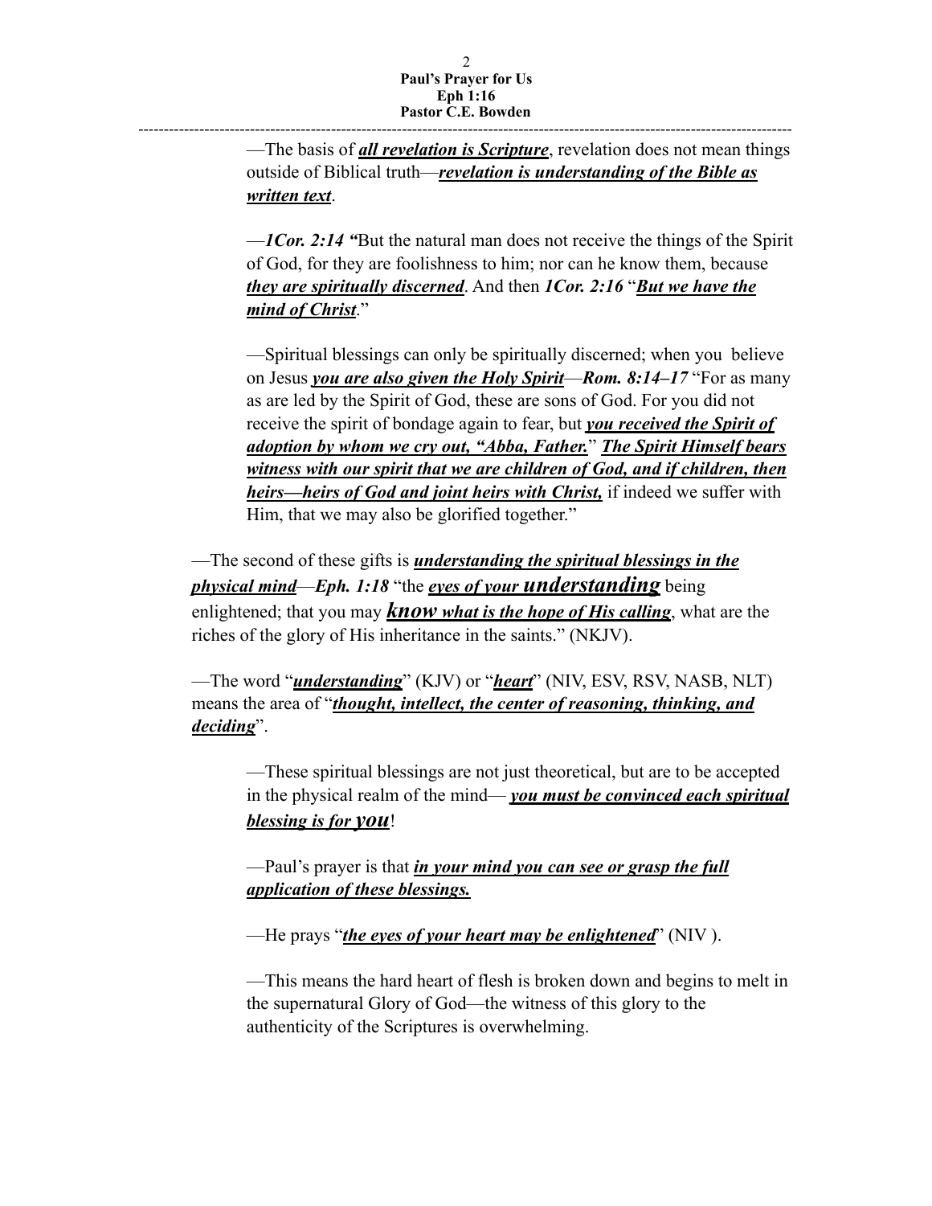—The basis of ***all revelation is Scripture***, revelation does not mean things outside of Biblical truth—***revelation is understanding of the Bible as written text***.

—***1Cor. 2:14 "***But the natural man does not receive the things of the Spirit of God, for they are foolishness to him; nor can he know them, because ***they are spiritually discerned***. And then ***1Cor. 2:16*** "***But we have the mind of Christ***."

—Spiritual blessings can only be spiritually discerned; when you believe on Jesus ***you are also given the Holy Spirit***—***Rom. 8:14–17*** "For as many as are led by the Spirit of God, these are sons of God. For you did not receive the spirit of bondage again to fear, but ***you received the Spirit of adoption by whom we cry out, "Abba, Father.***" ***The Spirit Himself bears witness with our spirit that we are children of God, and if children, then heirs—heirs of God and joint heirs with Christ,*** if indeed we suffer with Him, that we may also be glorified together."

—The second of these gifts is ***understanding the spiritual blessings in the physical mind***—***Eph. 1:18*** "the ***eyes of your understanding*** being enlightened; that you may ***know what is the hope of His calling***, what are the riches of the glory of His inheritance in the saints." (NKJV).

—The word "***understanding***" (KJV) or "***heart***" (NIV, ESV, RSV, NASB, NLT) means the area of "***thought, intellect, the center of reasoning, thinking, and deciding***".

—These spiritual blessings are not just theoretical, but are to be accepted in the physical realm of the mind— ***you must be convinced each spiritual blessing is for you***!

—Paul's prayer is that ***in your mind you can see or grasp the full application of these blessings.***

—He prays "***the eyes of your heart may be enlightened***" (NIV ).

—This means the hard heart of flesh is broken down and begins to melt in the supernatural Glory of God—the witness of this glory to the authenticity of the Scriptures is overwhelming.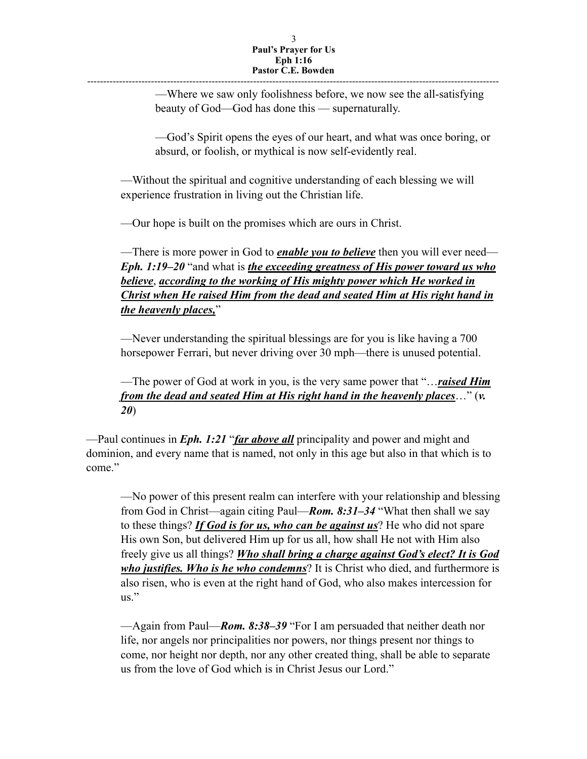—Where we saw only foolishness before, we now see the all-satisfying beauty of God—God has done this — supernaturally.

—God's Spirit opens the eyes of our heart, and what was once boring, or absurd, or foolish, or mythical is now self-evidently real.

—Without the spiritual and cognitive understanding of each blessing we will experience frustration in living out the Christian life.

—Our hope is built on the promises which are ours in Christ.

—There is more power in God to ***<u>enable you to believe</u>*** then you will ever need—***Eph. 1:19–20*** "and what is ***<u>the exceeding greatness of His power toward us who believe</u>***, ***<u>according to the working of His mighty power which He worked in Christ when He raised Him from the dead and seated Him at His right hand in the heavenly places,</u>***"

—Never understanding the spiritual blessings are for you is like having a 700 horsepower Ferrari, but never driving over 30 mph—there is unused potential.

—The power of God at work in you, is the very same power that "…***<u>raised Him from the dead and seated Him at His right hand in the heavenly places</u>***…" (***v. 20***)

—Paul continues in ***Eph. 1:21*** "***<u>far above all</u>*** principality and power and might and dominion, and every name that is named, not only in this age but also in that which is to come."

—No power of this present realm can interfere with your relationship and blessing from God in Christ—again citing Paul—***Rom. 8:31–34*** "What then shall we say to these things? ***<u>If God is for us, who can be against us</u>***? He who did not spare His own Son, but delivered Him up for us all, how shall He not with Him also freely give us all things? ***<u>Who shall bring a charge against God's elect? It is God who justifies. Who is he who condemns</u>***? It is Christ who died, and furthermore is also risen, who is even at the right hand of God, who also makes intercession for us."

—Again from Paul—***Rom. 8:38–39*** "For I am persuaded that neither death nor life, nor angels nor principalities nor powers, nor things present nor things to come, nor height nor depth, nor any other created thing, shall be able to separate us from the love of God which is in Christ Jesus our Lord."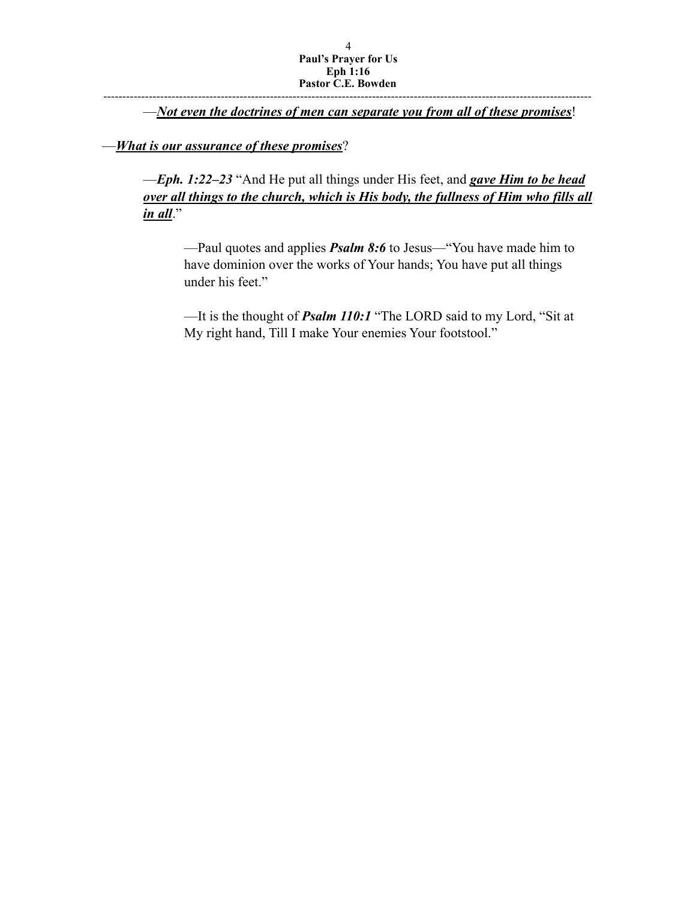—***<u>Not even the doctrines of men can separate you from all of these promises</u>***!

—***<u>What is our assurance of these promises</u>***?

—***Eph. 1:22–23*** "And He put all things under His feet, and ***<u>gave Him to be head over all things to the church, which is His body, the fullness of Him who fills all in all</u>***."

—Paul quotes and applies ***Psalm 8:6*** to Jesus—"You have made him to have dominion over the works of Your hands; You have put all things under his feet."

—It is the thought of ***Psalm 110:1*** "The LORD said to my Lord, "Sit at My right hand, Till I make Your enemies Your footstool."